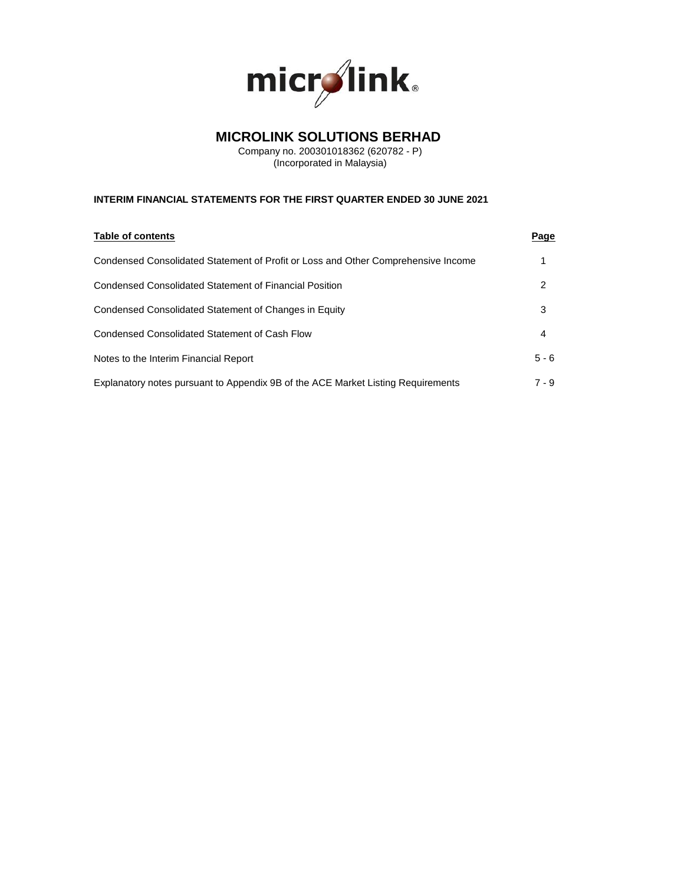# MICROLINK SOLUTIONS BERHAD

Company no. 200301018362 (620782 - P)
(Incorporated in Malaysia)

**INTERIM FINANCIAL STATEMENTS FOR THE FIRST QUARTER ENDED 30 JUNE 2021**

| Table of contents | Page |
| --- | --- |
| Condensed Consolidated Statement of Profit or Loss and Other Comprehensive Income | 1 |
| Condensed Consolidated Statement of Financial Position | 2 |
| Condensed Consolidated Statement of Changes in Equity | 3 |
| Condensed Consolidated Statement of Cash Flow | 4 |
| Notes to the Interim Financial Report | 5 - 6 |
| Explanatory notes pursuant to Appendix 9B of the ACE Market Listing Requirements | 7 - 9 |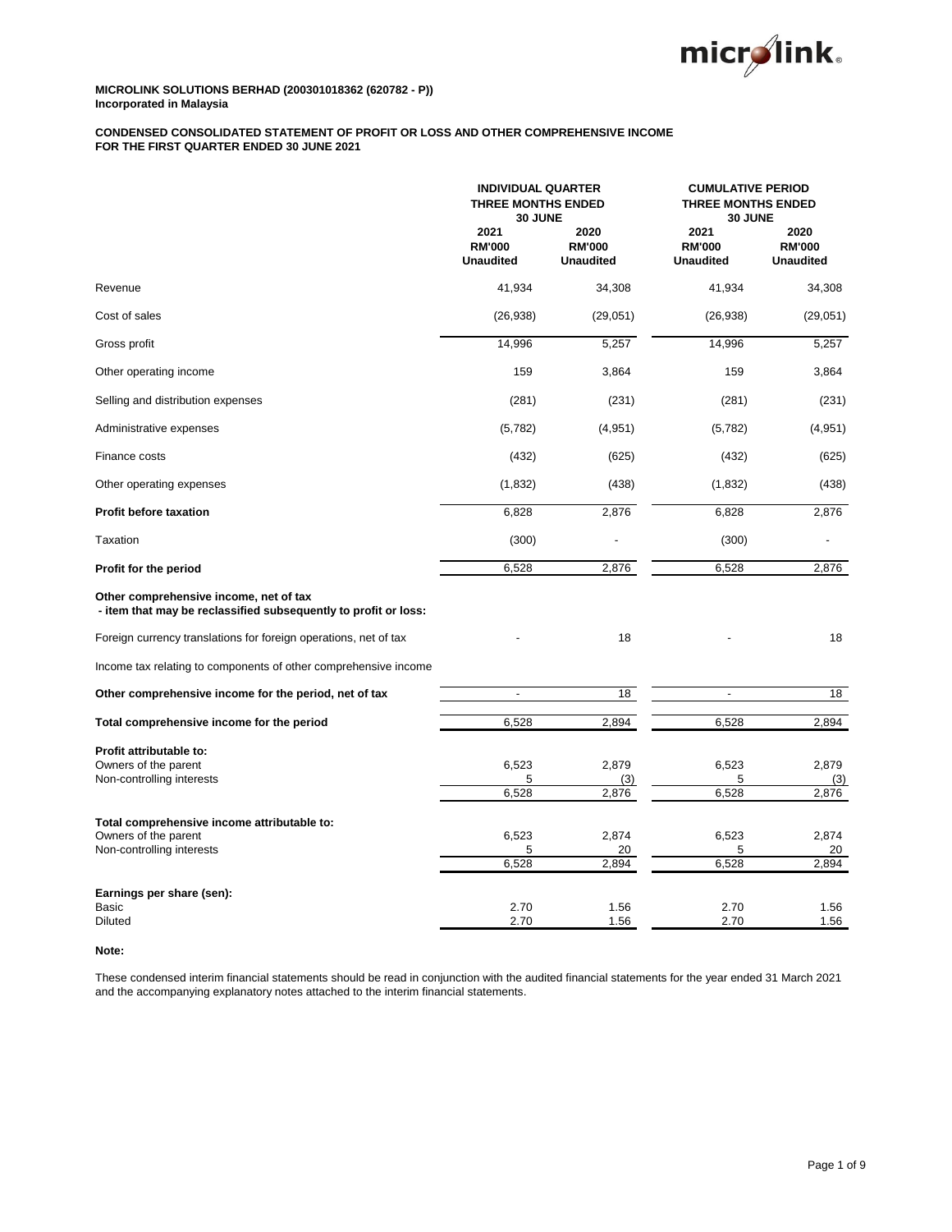**MICROLINK SOLUTIONS BERHAD (200301018362 (620782 - P))**
**Incorporated in Malaysia**

**CONDENSED CONSOLIDATED STATEMENT OF PROFIT OR LOSS AND OTHER COMPREHENSIVE INCOME**
**FOR THE FIRST QUARTER ENDED 30 JUNE 2021**

| | INDIVIDUAL QUARTER THREE MONTHS ENDED 30 JUNE | | CUMULATIVE PERIOD THREE MONTHS ENDED 30 JUNE | |
|---|---|---|---|---|
| | 2021 RM'000 Unaudited | 2020 RM'000 Unaudited | 2021 RM'000 Unaudited | 2020 RM'000 Unaudited |
| Revenue | 41,934 | 34,308 | 41,934 | 34,308 |
| Cost of sales | (26,938) | (29,051) | (26,938) | (29,051) |
| Gross profit | 14,996 | 5,257 | 14,996 | 5,257 |
| Other operating income | 159 | 3,864 | 159 | 3,864 |
| Selling and distribution expenses | (281) | (231) | (281) | (231) |
| Administrative expenses | (5,782) | (4,951) | (5,782) | (4,951) |
| Finance costs | (432) | (625) | (432) | (625) |
| Other operating expenses | (1,832) | (438) | (1,832) | (438) |
| **Profit before taxation** | 6,828 | 2,876 | 6,828 | 2,876 |
| Taxation | (300) | - | (300) | - |
| **Profit for the period** | 6,528 | 2,876 | 6,528 | 2,876 |
| **Other comprehensive income, net of tax - item that may be reclassified subsequently to profit or loss:** | | | | |
| Foreign currency translations for foreign operations, net of tax | - | 18 | - | 18 |
| Income tax relating to components of other comprehensive income | | | | |
| **Other comprehensive income for the period, net of tax** | - | 18 | - | 18 |
| **Total comprehensive income for the period** | 6,528 | 2,894 | 6,528 | 2,894 |
| **Profit attributable to:** | | | | |
| Owners of the parent | 6,523 | 2,879 | 6,523 | 2,879 |
| Non-controlling interests | 5 | (3) | 5 | (3) |
| | 6,528 | 2,876 | 6,528 | 2,876 |
| **Total comprehensive income attributable to:** | | | | |
| Owners of the parent | 6,523 | 2,874 | 6,523 | 2,874 |
| Non-controlling interests | 5 | 20 | 5 | 20 |
| | 6,528 | 2,894 | 6,528 | 2,894 |
| **Earnings per share (sen):** | | | | |
| Basic | 2.70 | 1.56 | 2.70 | 1.56 |
| Diluted | 2.70 | 1.56 | 2.70 | 1.56 |

**Note:**

These condensed interim financial statements should be read in conjunction with the audited financial statements for the year ended 31 March 2021 and the accompanying explanatory notes attached to the interim financial statements.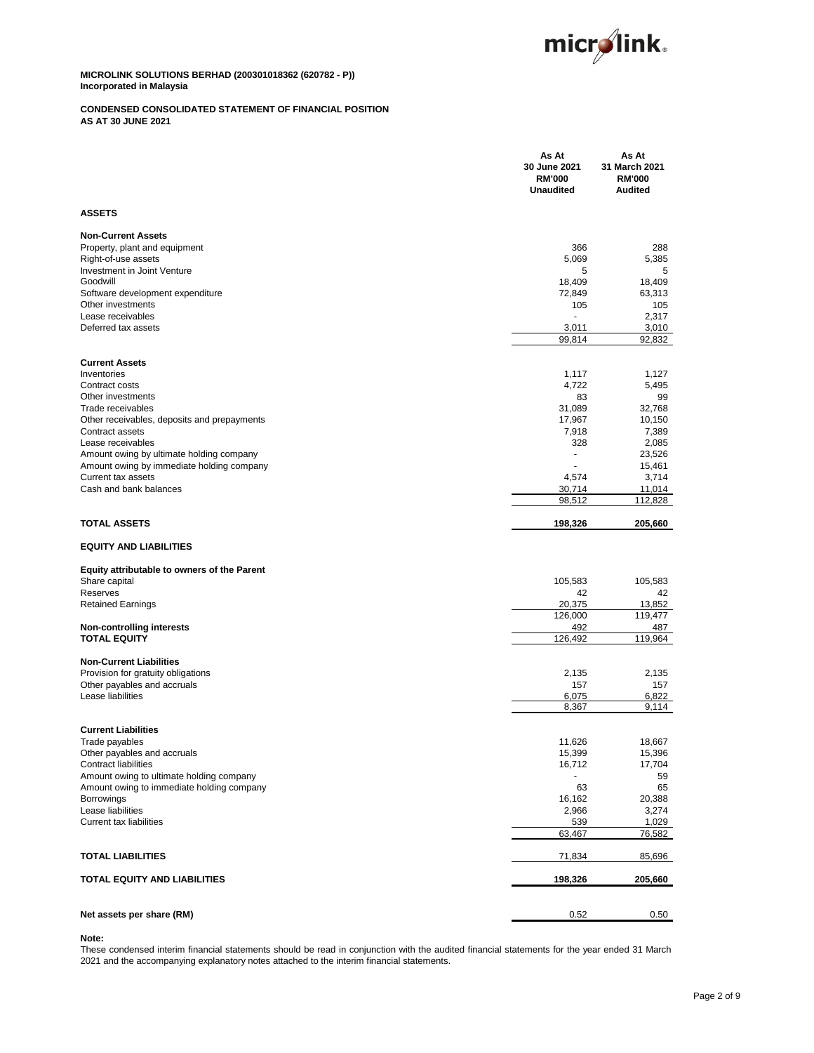**MICROLINK SOLUTIONS BERHAD (200301018362 (620782 - P))**
**Incorporated in Malaysia**

**CONDENSED CONSOLIDATED STATEMENT OF FINANCIAL POSITION**
**AS AT 30 JUNE 2021**

| | As At 30 June 2021 RM'000 Unaudited | As At 31 March 2021 RM'000 Audited |
|---|---|---|
| **ASSETS** | | |
| **Non-Current Assets** | | |
| Property, plant and equipment | 366 | 288 |
| Right-of-use assets | 5,069 | 5,385 |
| Investment in Joint Venture | 5 | 5 |
| Goodwill | 18,409 | 18,409 |
| Software development expenditure | 72,849 | 63,313 |
| Other investments | 105 | 105 |
| Lease receivables | - | 2,317 |
| Deferred tax assets | 3,011 | 3,010 |
| | 99,814 | 92,832 |
| **Current Assets** | | |
| Inventories | 1,117 | 1,127 |
| Contract costs | 4,722 | 5,495 |
| Other investments | 83 | 99 |
| Trade receivables | 31,089 | 32,768 |
| Other receivables, deposits and prepayments | 17,967 | 10,150 |
| Contract assets | 7,918 | 7,389 |
| Lease receivables | 328 | 2,085 |
| Amount owing by ultimate holding company | - | 23,526 |
| Amount owing by immediate holding company | - | 15,461 |
| Current tax assets | 4,574 | 3,714 |
| Cash and bank balances | 30,714 | 11,014 |
| | 98,512 | 112,828 |
| **TOTAL ASSETS** | **198,326** | **205,660** |
| **EQUITY AND LIABILITIES** | | |
| **Equity attributable to owners of the Parent** | | |
| Share capital | 105,583 | 105,583 |
| Reserves | 42 | 42 |
| Retained Earnings | 20,375 | 13,852 |
| | 126,000 | 119,477 |
| **Non-controlling interests** | 492 | 487 |
| **TOTAL EQUITY** | 126,492 | 119,964 |
| **Non-Current Liabilities** | | |
| Provision for gratuity obligations | 2,135 | 2,135 |
| Other payables and accruals | 157 | 157 |
| Lease liabilities | 6,075 | 6,822 |
| | 8,367 | 9,114 |
| **Current Liabilities** | | |
| Trade payables | 11,626 | 18,667 |
| Other payables and accruals | 15,399 | 15,396 |
| Contract liabilities | 16,712 | 17,704 |
| Amount owing to ultimate holding company | - | 59 |
| Amount owing to immediate holding company | 63 | 65 |
| Borrowings | 16,162 | 20,388 |
| Lease liabilities | 2,966 | 3,274 |
| Current tax liabilities | 539 | 1,029 |
| | 63,467 | 76,582 |
| **TOTAL LIABILITIES** | 71,834 | 85,696 |
| **TOTAL EQUITY AND LIABILITIES** | **198,326** | **205,660** |
| **Net assets per share (RM)** | 0.52 | 0.50 |

**Note:**
These condensed interim financial statements should be read in conjunction with the audited financial statements for the year ended 31 March 2021 and the accompanying explanatory notes attached to the interim financial statements.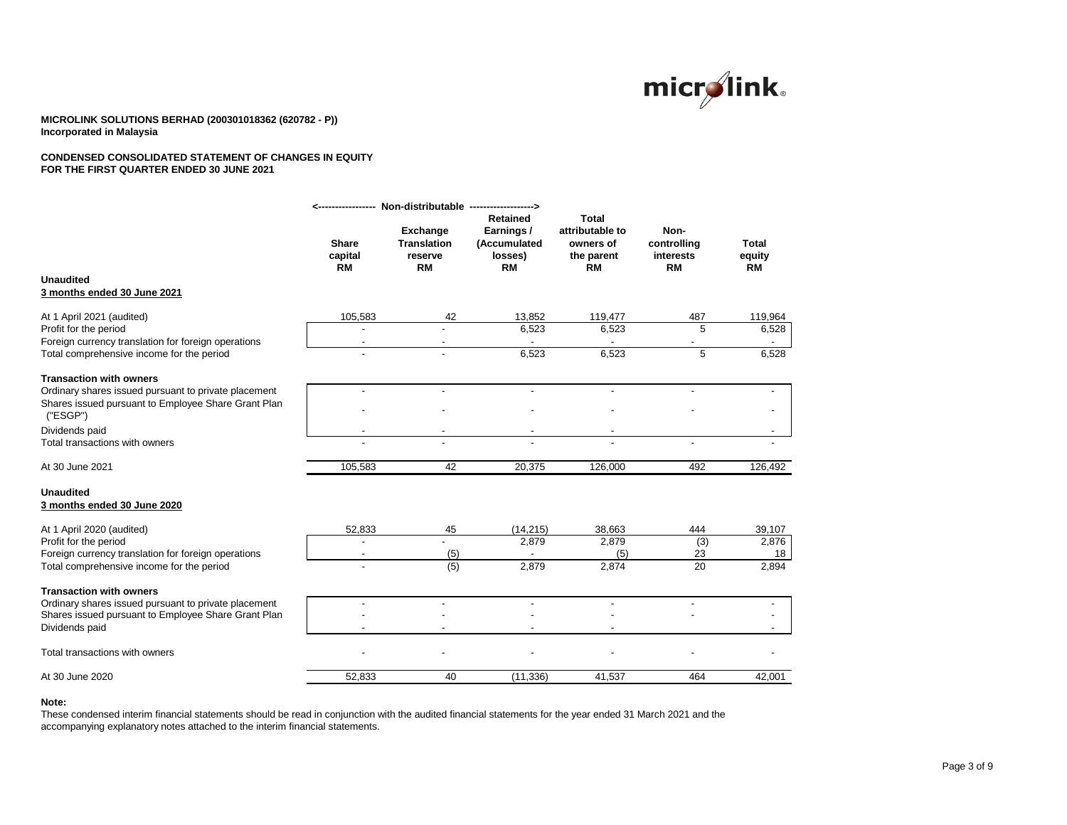**MICROLINK SOLUTIONS BERHAD (200301018362 (620782 - P))**
**Incorporated in Malaysia**

**CONDENSED CONSOLIDATED STATEMENT OF CHANGES IN EQUITY**
**FOR THE FIRST QUARTER ENDED 30 JUNE 2021**

| | <---- Non-distributable | ----> | | | | |
|---|---|---|---|---|---|---|
| | **Share capital RM** | **Exchange Translation reserve RM** | **Retained Earnings / (Accumulated losses) RM** | **Total attributable to owners of the parent RM** | **Non-controlling interests RM** | **Total equity RM** |
| **Unaudited** | | | | | | |
| **3 months ended 30 June 2021** | | | | | | |
| At 1 April 2021 (audited) | 105,583 | 42 | 13,852 | 119,477 | 487 | 119,964 |
| Profit for the period | - | - | 6,523 | 6,523 | 5 | 6,528 |
| Foreign currency translation for foreign operations | - | - | - | - | - | - |
| Total comprehensive income for the period | - | - | 6,523 | 6,523 | 5 | 6,528 |
| **Transaction with owners** | | | | | | |
| Ordinary shares issued pursuant to private placement | - | - | - | - | - | - |
| Shares issued pursuant to Employee Share Grant Plan ("ESGP") | - | - | - | - | - | - |
| Dividends paid | - | - | - | - | | - |
| Total transactions with owners | - | - | - | - | - | - |
| At 30 June 2021 | 105,583 | 42 | 20,375 | 126,000 | 492 | 126,492 |
| **Unaudited** | | | | | | |
| **3 months ended 30 June 2020** | | | | | | |
| At 1 April 2020 (audited) | 52,833 | 45 | (14,215) | 38,663 | 444 | 39,107 |
| Profit for the period | - | - | 2,879 | 2,879 | (3) | 2,876 |
| Foreign currency translation for foreign operations | - | (5) | - | (5) | 23 | 18 |
| Total comprehensive income for the period | - | (5) | 2,879 | 2,874 | 20 | 2,894 |
| **Transaction with owners** | | | | | | |
| Ordinary shares issued pursuant to private placement | - | - | - | - | - | - |
| Shares issued pursuant to Employee Share Grant Plan | - | - | - | - | - | - |
| Dividends paid | - | - | - | - | | - |
| Total transactions with owners | - | - | - | - | - | - |
| At 30 June 2020 | 52,833 | 40 | (11,336) | 41,537 | 464 | 42,001 |

**Note:**

These condensed interim financial statements should be read in conjunction with the audited financial statements for the year ended 31 March 2021 and the accompanying explanatory notes attached to the interim financial statements.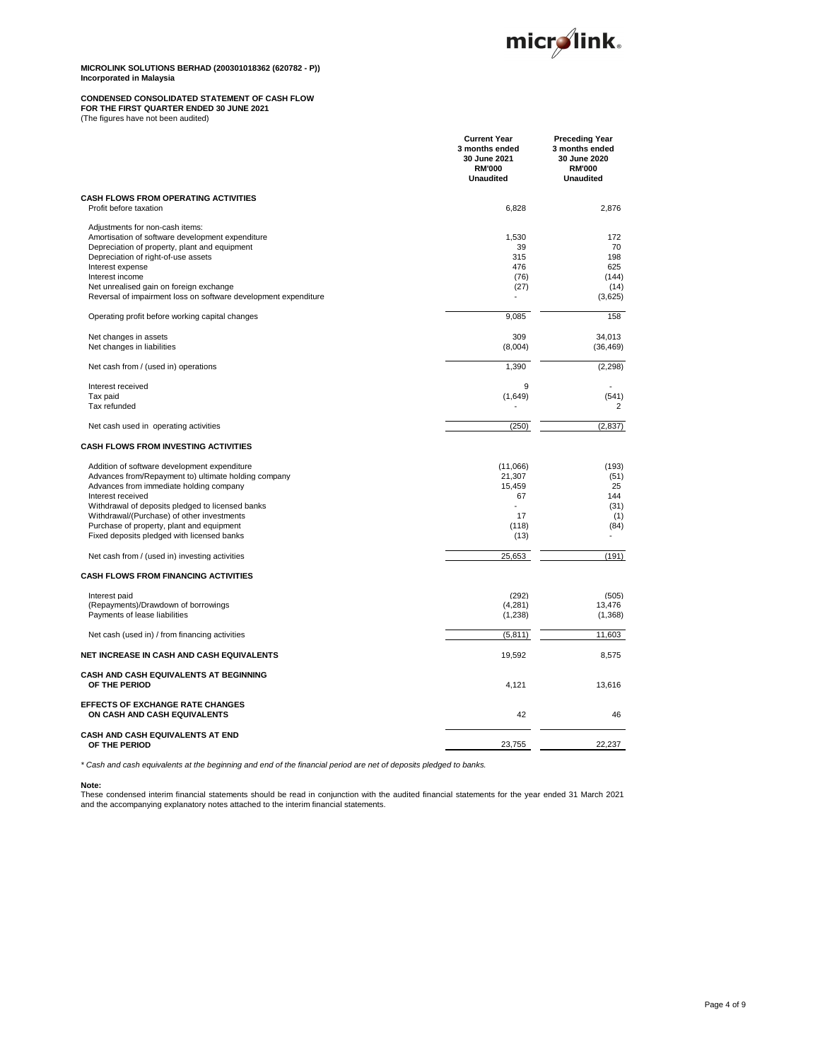**MICROLINK SOLUTIONS BERHAD (200301018362 (620782 - P))**
**Incorporated in Malaysia**

**CONDENSED CONSOLIDATED STATEMENT OF CASH FLOW**
**FOR THE FIRST QUARTER ENDED 30 JUNE 2021**
(The figures have not been audited)

| | Current Year 3 months ended 30 June 2021 RM'000 Unaudited | Preceding Year 3 months ended 30 June 2020 RM'000 Unaudited |
|---|---|---|
| **CASH FLOWS FROM OPERATING ACTIVITIES** | | |
| Profit before taxation | 6,828 | 2,876 |
| Adjustments for non-cash items: | | |
| Amortisation of software development expenditure | 1,530 | 172 |
| Depreciation of property, plant and equipment | 39 | 70 |
| Depreciation of right-of-use assets | 315 | 198 |
| Interest expense | 476 | 625 |
| Interest income | (76) | (144) |
| Net unrealised gain on foreign exchange | (27) | (14) |
| Reversal of impairment loss on software development expenditure | - | (3,625) |
| Operating profit before working capital changes | 9,085 | 158 |
| Net changes in assets | 309 | 34,013 |
| Net changes in liabilities | (8,004) | (36,469) |
| Net cash from / (used in) operations | 1,390 | (2,298) |
| Interest received | 9 | - |
| Tax paid | (1,649) | (541) |
| Tax refunded | - | 2 |
| Net cash used in operating activities | (250) | (2,837) |
| **CASH FLOWS FROM INVESTING ACTIVITIES** | | |
| Addition of software development expenditure | (11,066) | (193) |
| Advances from/Repayment to) ultimate holding company | 21,307 | (51) |
| Advances from immediate holding company | 15,459 | 25 |
| Interest received | 67 | 144 |
| Withdrawal of deposits pledged to licensed banks | - | (31) |
| Withdrawal/(Purchase) of other investments | 17 | (1) |
| Purchase of property, plant and equipment | (118) | (84) |
| Fixed deposits pledged with licensed banks | (13) | - |
| Net cash from / (used in) investing activities | 25,653 | (191) |
| **CASH FLOWS FROM FINANCING ACTIVITIES** | | |
| Interest paid | (292) | (505) |
| (Repayments)/Drawdown of borrowings | (4,281) | 13,476 |
| Payments of lease liabilities | (1,238) | (1,368) |
| Net cash (used in) / from financing activities | (5,811) | 11,603 |
| **NET INCREASE IN CASH AND CASH EQUIVALENTS** | 19,592 | 8,575 |
| **CASH AND CASH EQUIVALENTS AT BEGINNING OF THE PERIOD** | 4,121 | 13,616 |
| **EFFECTS OF EXCHANGE RATE CHANGES ON CASH AND CASH EQUIVALENTS** | 42 | 46 |
| **CASH AND CASH EQUIVALENTS AT END OF THE PERIOD** | 23,755 | 22,237 |

*\* Cash and cash equivalents at the beginning and end of the financial period are net of deposits pledged to banks.*

**Note:**
These condensed interim financial statements should be read in conjunction with the audited financial statements for the year ended 31 March 2021 and the accompanying explanatory notes attached to the interim financial statements.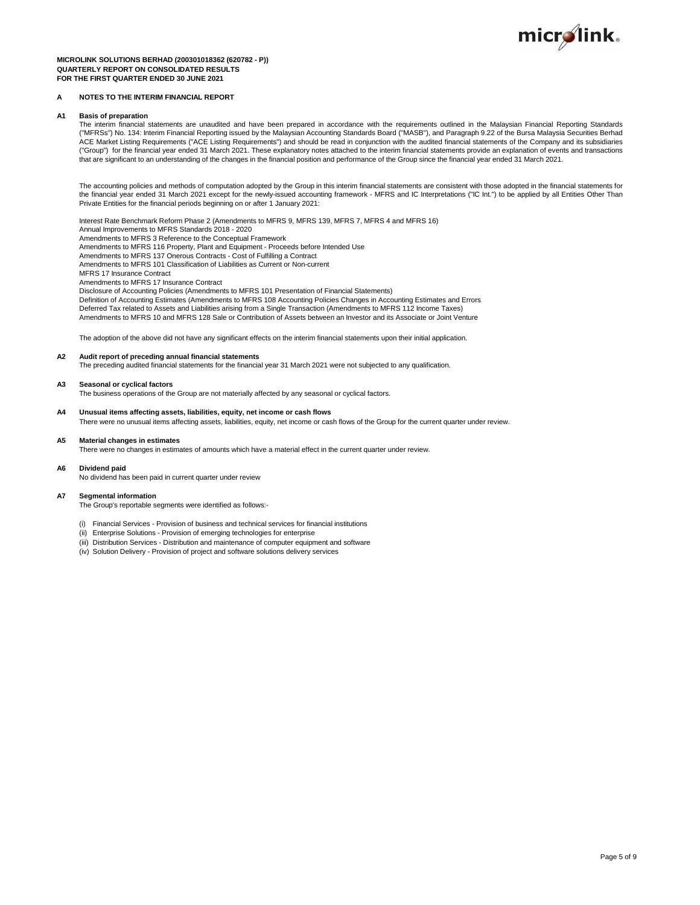**MICROLINK SOLUTIONS BERHAD (200301018362 (620782 - P))**
**QUARTERLY REPORT ON CONSOLIDATED RESULTS**
**FOR THE FIRST QUARTER ENDED 30 JUNE 2021**

## A NOTES TO THE INTERIM FINANCIAL REPORT

### A1 Basis of preparation

The interim financial statements are unaudited and have been prepared in accordance with the requirements outlined in the Malaysian Financial Reporting Standards ("MFRSs") No. 134: Interim Financial Reporting issued by the Malaysian Accounting Standards Board ("MASB"), and Paragraph 9.22 of the Bursa Malaysia Securities Berhad ACE Market Listing Requirements ("ACE Listing Requirements") and should be read in conjunction with the audited financial statements of the Company and its subsidiaries ("Group") for the financial year ended 31 March 2021. These explanatory notes attached to the interim financial statements provide an explanation of events and transactions that are significant to an understanding of the changes in the financial position and performance of the Group since the financial year ended 31 March 2021.

The accounting policies and methods of computation adopted by the Group in this interim financial statements are consistent with those adopted in the financial statements for the financial year ended 31 March 2021 except for the newly-issued accounting framework - MFRS and IC Interpretations ("IC Int.") to be applied by all Entities Other Than Private Entities for the financial periods beginning on or after 1 January 2021:

Interest Rate Benchmark Reform Phase 2 (Amendments to MFRS 9, MFRS 139, MFRS 7, MFRS 4 and MFRS 16)
Annual Improvements to MFRS Standards 2018 - 2020
Amendments to MFRS 3 Reference to the Conceptual Framework
Amendments to MFRS 116 Property, Plant and Equipment - Proceeds before Intended Use
Amendments to MFRS 137 Onerous Contracts - Cost of Fulfilling a Contract
Amendments to MFRS 101 Classification of Liabilities as Current or Non-current
MFRS 17 Insurance Contract
Amendments to MFRS 17 Insurance Contract
Disclosure of Accounting Policies (Amendments to MFRS 101 Presentation of Financial Statements)
Definition of Accounting Estimates (Amendments to MFRS 108 Accounting Policies Changes in Accounting Estimates and Errors
Deferred Tax related to Assets and Liabilities arising from a Single Transaction (Amendments to MFRS 112 Income Taxes)
Amendments to MFRS 10 and MFRS 128 Sale or Contribution of Assets between an Investor and its Associate or Joint Venture

The adoption of the above did not have any significant effects on the interim financial statements upon their initial application.

### A2 Audit report of preceding annual financial statements

The preceding audited financial statements for the financial year 31 March 2021 were not subjected to any qualification.

### A3 Seasonal or cyclical factors

The business operations of the Group are not materially affected by any seasonal or cyclical factors.

### A4 Unusual items affecting assets, liabilities, equity, net income or cash flows

There were no unusual items affecting assets, liabilities, equity, net income or cash flows of the Group for the current quarter under review.

### A5 Material changes in estimates

There were no changes in estimates of amounts which have a material effect in the current quarter under review.

### A6 Dividend paid

No dividend has been paid in current quarter under review

### A7 Segmental information

The Group's reportable segments were identified as follows:-

(i) Financial Services - Provision of business and technical services for financial institutions
(ii) Enterprise Solutions - Provision of emerging technologies for enterprise
(iii) Distribution Services - Distribution and maintenance of computer equipment and software
(iv) Solution Delivery - Provision of project and software solutions delivery services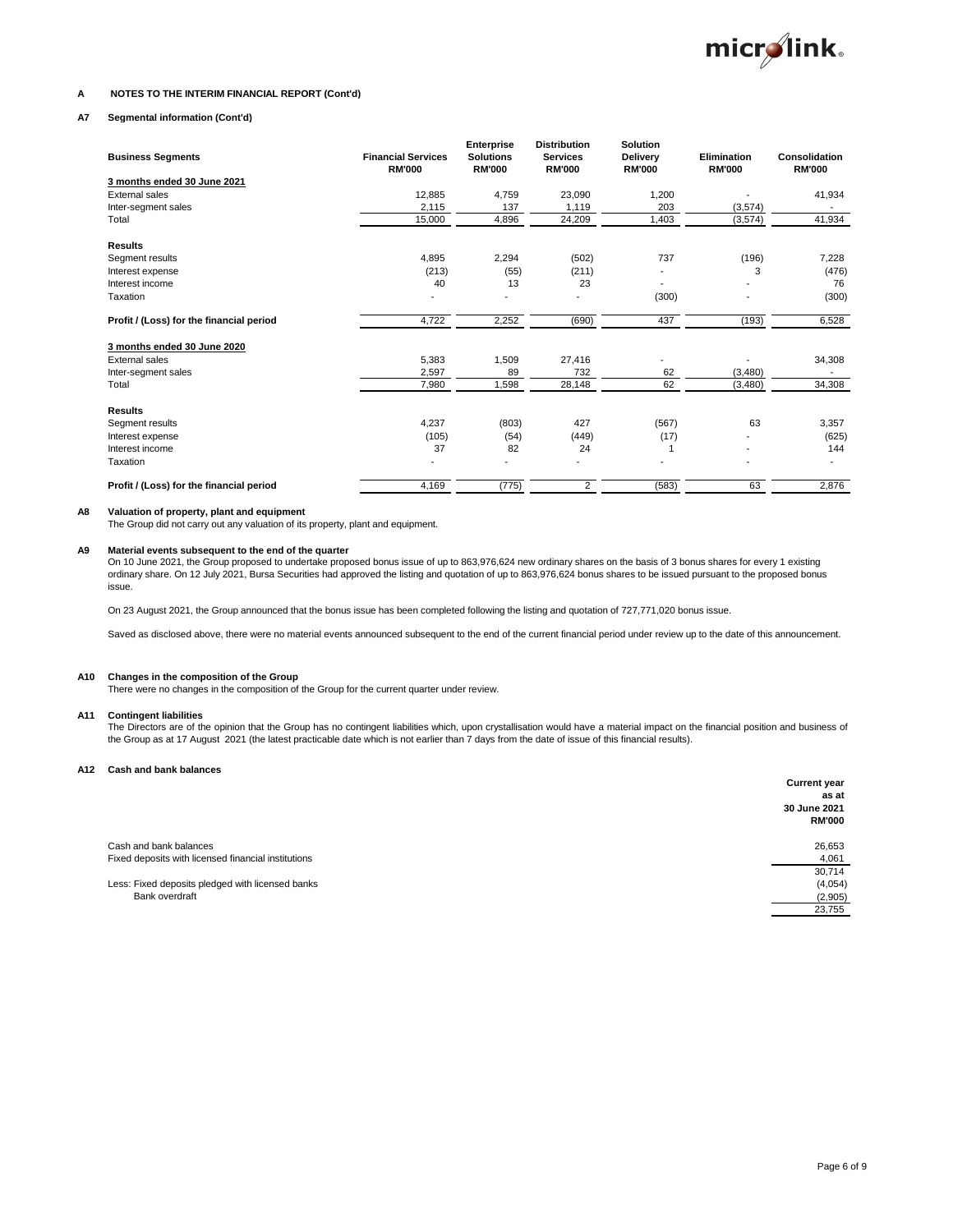# A NOTES TO THE INTERIM FINANCIAL REPORT (Cont'd)

## A7 Segmental information (Cont'd)

| Business Segments | Financial Services RM'000 | Enterprise Solutions RM'000 | Distribution Services RM'000 | Solution Delivery RM'000 | Elimination RM'000 | Consolidation RM'000 |
|---|---|---|---|---|---|---|
| **3 months ended 30 June 2021** | | | | | | |
| External sales | 12,885 | 4,759 | 23,090 | 1,200 | - | 41,934 |
| Inter-segment sales | 2,115 | 137 | 1,119 | 203 | (3,574) | - |
| Total | 15,000 | 4,896 | 24,209 | 1,403 | (3,574) | 41,934 |
| **Results** | | | | | | |
| Segment results | 4,895 | 2,294 | (502) | 737 | (196) | 7,228 |
| Interest expense | (213) | (55) | (211) | - | 3 | (476) |
| Interest income | 40 | 13 | 23 | - | - | 76 |
| Taxation | - | - | - | (300) | - | (300) |
| **Profit / (Loss) for the financial period** | 4,722 | 2,252 | (690) | 437 | (193) | 6,528 |
| **3 months ended 30 June 2020** | | | | | | |
| External sales | 5,383 | 1,509 | 27,416 | - | - | 34,308 |
| Inter-segment sales | 2,597 | 89 | 732 | 62 | (3,480) | - |
| Total | 7,980 | 1,598 | 28,148 | 62 | (3,480) | 34,308 |
| **Results** | | | | | | |
| Segment results | 4,237 | (803) | 427 | (567) | 63 | 3,357 |
| Interest expense | (105) | (54) | (449) | (17) | - | (625) |
| Interest income | 37 | 82 | 24 | 1 | - | 144 |
| Taxation | - | - | - | - | - | - |
| **Profit / (Loss) for the financial period** | 4,169 | (775) | 2 | (583) | 63 | 2,876 |

## A8 Valuation of property, plant and equipment

The Group did not carry out any valuation of its property, plant and equipment.

## A9 Material events subsequent to the end of the quarter

On 10 June 2021, the Group proposed to undertake proposed bonus issue of up to 863,976,624 new ordinary shares on the basis of 3 bonus shares for every 1 existing ordinary share. On 12 July 2021, Bursa Securities had approved the listing and quotation of up to 863,976,624 bonus shares to be issued pursuant to the proposed bonus issue.

On 23 August 2021, the Group announced that the bonus issue has been completed following the listing and quotation of 727,771,020 bonus issue.

Saved as disclosed above, there were no material events announced subsequent to the end of the current financial period under review up to the date of this announcement.

## A10 Changes in the composition of the Group

There were no changes in the composition of the Group for the current quarter under review.

## A11 Contingent liabilities

The Directors are of the opinion that the Group has no contingent liabilities which, upon crystallisation would have a material impact on the financial position and business of the Group as at 17 August 2021 (the latest practicable date which is not earlier than 7 days from the date of issue of this financial results).

## A12 Cash and bank balances

| | Current year as at 30 June 2021 RM'000 |
|---|---|
| Cash and bank balances | 26,653 |
| Fixed deposits with licensed financial institutions | 4,061 |
| | 30,714 |
| Less: Fixed deposits pledged with licensed banks | (4,054) |
| Bank overdraft | (2,905) |
| | 23,755 |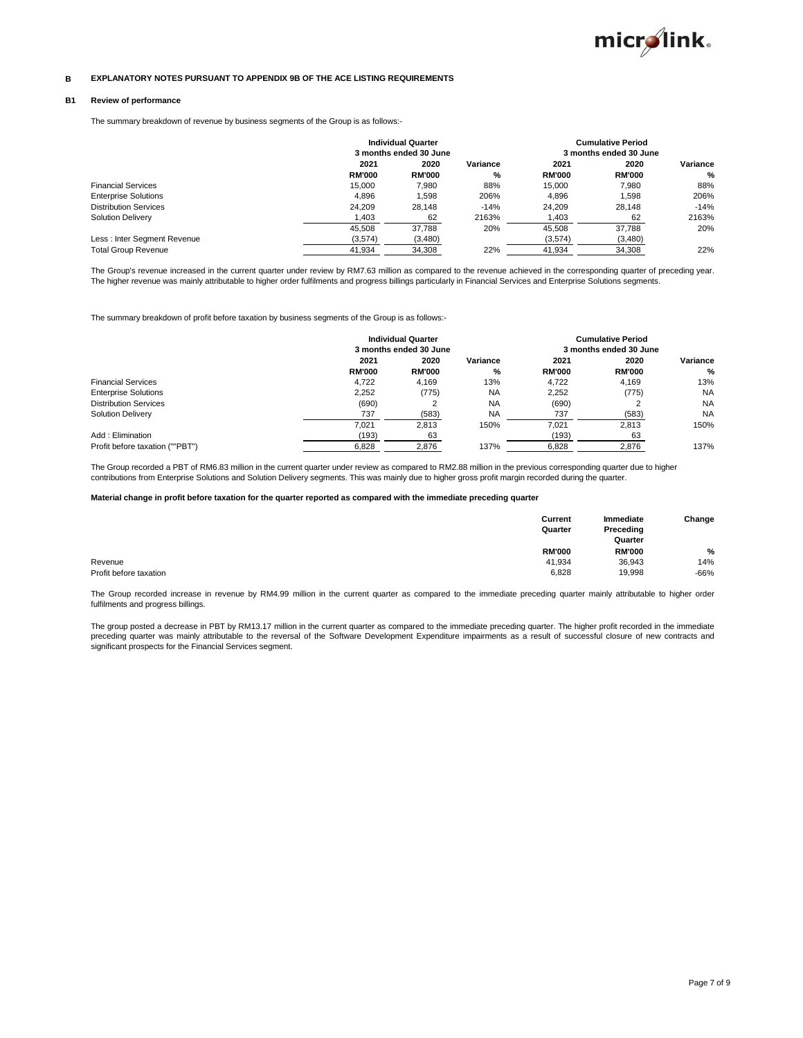## B EXPLANATORY NOTES PURSUANT TO APPENDIX 9B OF THE ACE LISTING REQUIREMENTS

### B1 Review of performance

The summary breakdown of revenue by business segments of the Group is as follows:-

| | Individual Quarter 3 months ended 30 June | | | Cumulative Period 3 months ended 30 June | | |
|---|---|---|---|---|---|---|
| | 2021 | 2020 | Variance | 2021 | 2020 | Variance |
| | RM'000 | RM'000 | % | RM'000 | RM'000 | % |
| Financial Services | 15,000 | 7,980 | 88% | 15,000 | 7,980 | 88% |
| Enterprise Solutions | 4,896 | 1,598 | 206% | 4,896 | 1,598 | 206% |
| Distribution Services | 24,209 | 28,148 | -14% | 24,209 | 28,148 | -14% |
| Solution Delivery | 1,403 | 62 | 2163% | 1,403 | 62 | 2163% |
| | 45,508 | 37,788 | 20% | 45,508 | 37,788 | 20% |
| Less : Inter Segment Revenue | (3,574) | (3,480) | | (3,574) | (3,480) | |
| Total Group Revenue | 41,934 | 34,308 | 22% | 41,934 | 34,308 | 22% |

The Group's revenue increased in the current quarter under review by RM7.63 million as compared to the revenue achieved in the corresponding quarter of preceding year. The higher revenue was mainly attributable to higher order fulfilments and progress billings particularly in Financial Services and Enterprise Solutions segments.

The summary breakdown of profit before taxation by business segments of the Group is as follows:-

| | Individual Quarter 3 months ended 30 June | | | Cumulative Period 3 months ended 30 June | | |
|---|---|---|---|---|---|---|
| | 2021 | 2020 | Variance | 2021 | 2020 | Variance |
| | RM'000 | RM'000 | % | RM'000 | RM'000 | % |
| Financial Services | 4,722 | 4,169 | 13% | 4,722 | 4,169 | 13% |
| Enterprise Solutions | 2,252 | (775) | NA | 2,252 | (775) | NA |
| Distribution Services | (690) | 2 | NA | (690) | 2 | NA |
| Solution Delivery | 737 | (583) | NA | 737 | (583) | NA |
| | 7,021 | 2,813 | 150% | 7,021 | 2,813 | 150% |
| Add : Elimination | (193) | 63 | | (193) | 63 | |
| Profit before taxation (""PBT") | 6,828 | 2,876 | 137% | 6,828 | 2,876 | 137% |

The Group recorded a PBT of RM6.83 million in the current quarter under review as compared to RM2.88 million in the previous corresponding quarter due to higher contributions from Enterprise Solutions and Solution Delivery segments. This was mainly due to higher gross profit margin recorded during the quarter.

**Material change in profit before taxation for the quarter reported as compared with the immediate preceding quarter**

| | Current Quarter | Immediate Preceding Quarter | Change |
|---|---|---|---|
| | RM'000 | RM'000 | % |
| Revenue | 41,934 | 36,943 | 14% |
| Profit before taxation | 6,828 | 19,998 | -66% |

The Group recorded increase in revenue by RM4.99 million in the current quarter as compared to the immediate preceding quarter mainly attributable to higher order fulfilments and progress billings.

The group posted a decrease in PBT by RM13.17 million in the current quarter as compared to the immediate preceding quarter. The higher profit recorded in the immediate preceding quarter was mainly attributable to the reversal of the Software Development Expenditure impairments as a result of successful closure of new contracts and significant prospects for the Financial Services segment.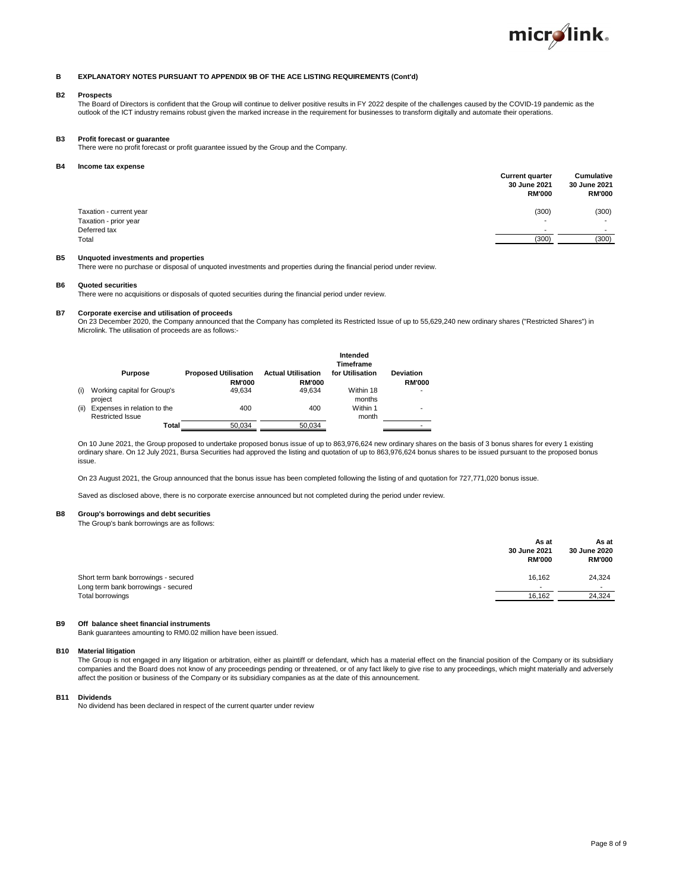## B EXPLANATORY NOTES PURSUANT TO APPENDIX 9B OF THE ACE LISTING REQUIREMENTS (Cont'd)

### B2 Prospects

The Board of Directors is confident that the Group will continue to deliver positive results in FY 2022 despite of the challenges caused by the COVID-19 pandemic as the outlook of the ICT industry remains robust given the marked increase in the requirement for businesses to transform digitally and automate their operations.

### B3 Profit forecast or guarantee

There were no profit forecast or profit guarantee issued by the Group and the Company.

### B4 Income tax expense

| | Current quarter 30 June 2021 RM'000 | Cumulative 30 June 2021 RM'000 |
|---|---|---|
| Taxation - current year | (300) | (300) |
| Taxation - prior year | - | - |
| Deferred tax | - | - |
| Total | (300) | (300) |

### B5 Unquoted investments and properties

There were no purchase or disposal of unquoted investments and properties during the financial period under review.

### B6 Quoted securities

There were no acquisitions or disposals of quoted securities during the financial period under review.

### B7 Corporate exercise and utilisation of proceeds

On 23 December 2020, the Company announced that the Company has completed its Restricted Issue of up to 55,629,240 new ordinary shares ("Restricted Shares") in Microlink. The utilisation of proceeds are as follows:-

| | Purpose | Proposed Utilisation RM'000 | Actual Utilisation RM'000 | Intended Timeframe for Utilisation | Deviation RM'000 |
|---|---|---|---|---|---|
| (i) | Working capital for Group's project | 49,634 | 49,634 | Within 18 months | - |
| (ii) | Expenses in relation to the Restricted Issue | 400 | 400 | Within 1 month | - |
| | Total | 50,034 | 50,034 | | - |

On 10 June 2021, the Group proposed to undertake proposed bonus issue of up to 863,976,624 new ordinary shares on the basis of 3 bonus shares for every 1 existing ordinary share. On 12 July 2021, Bursa Securities had approved the listing and quotation of up to 863,976,624 bonus shares to be issued pursuant to the proposed bonus issue.

On 23 August 2021, the Group announced that the bonus issue has been completed following the listing of and quotation for 727,771,020 bonus issue.

Saved as disclosed above, there is no corporate exercise announced but not completed during the period under review.

### B8 Group's borrowings and debt securities

The Group's bank borrowings are as follows:

| | As at 30 June 2021 RM'000 | As at 30 June 2020 RM'000 |
|---|---|---|
| Short term bank borrowings - secured | 16,162 | 24,324 |
| Long term bank borrowings - secured | - | - |
| Total borrowings | 16,162 | 24,324 |

### B9 Off balance sheet financial instruments

Bank guarantees amounting to RM0.02 million have been issued.

### B10 Material litigation

The Group is not engaged in any litigation or arbitration, either as plaintiff or defendant, which has a material effect on the financial position of the Company or its subsidiary companies and the Board does not know of any proceedings pending or threatened, or of any fact likely to give rise to any proceedings, which might materially and adversely affect the position or business of the Company or its subsidiary companies as at the date of this announcement.

### B11 Dividends

No dividend has been declared in respect of the current quarter under review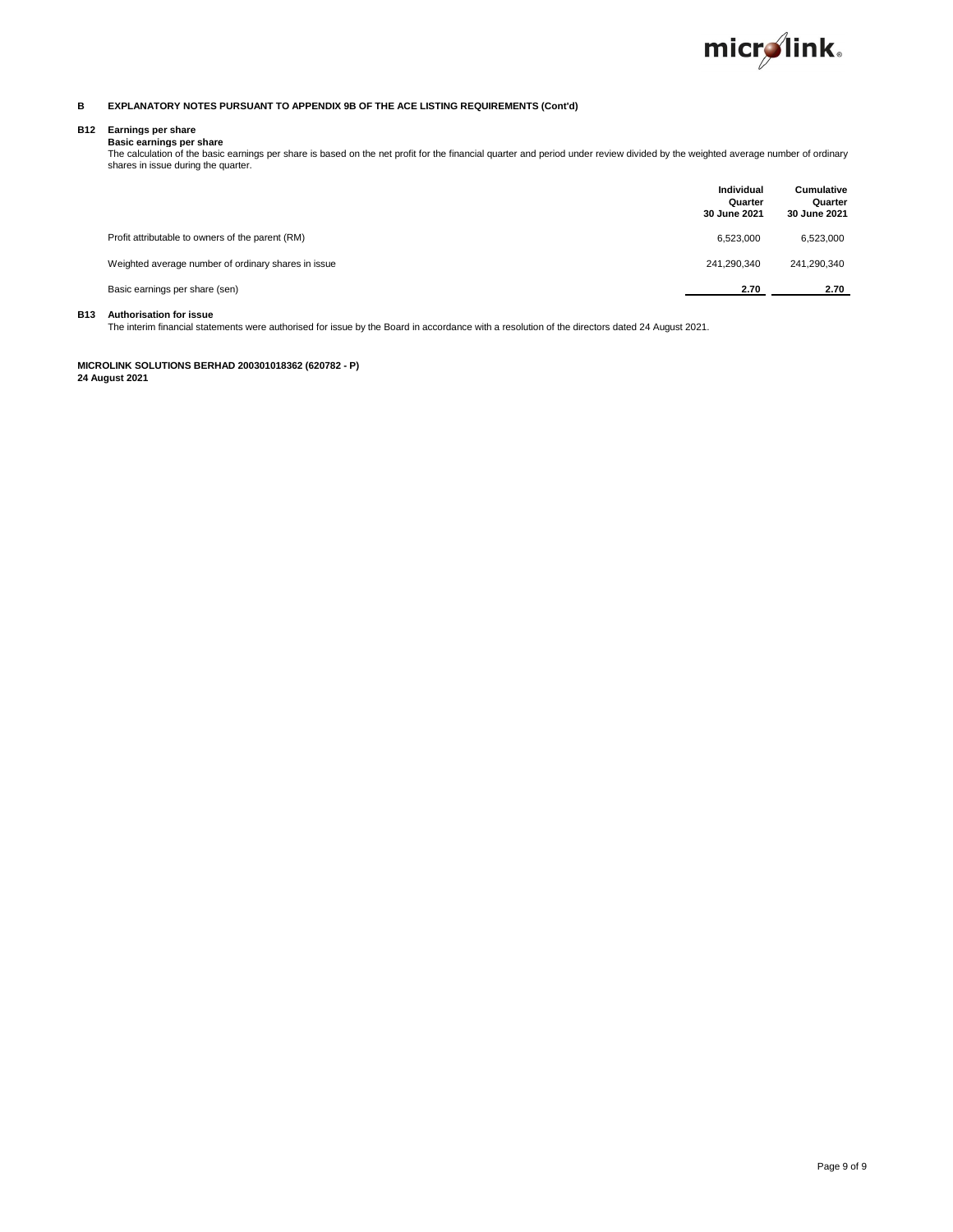## B EXPLANATORY NOTES PURSUANT TO APPENDIX 9B OF THE ACE LISTING REQUIREMENTS (Cont'd)

### B12 Earnings per share

**Basic earnings per share**

The calculation of the basic earnings per share is based on the net profit for the financial quarter and period under review divided by the weighted average number of ordinary shares in issue during the quarter.

| | Individual Quarter 30 June 2021 | Cumulative Quarter 30 June 2021 |
|---|---|---|
| Profit attributable to owners of the parent (RM) | 6,523,000 | 6,523,000 |
| Weighted average number of ordinary shares in issue | 241,290,340 | 241,290,340 |
| Basic earnings per share (sen) | **2.70** | **2.70** |

### B13 Authorisation for issue

The interim financial statements were authorised for issue by the Board in accordance with a resolution of the directors dated 24 August 2021.

**MICROLINK SOLUTIONS BERHAD 200301018362 (620782 - P)**
**24 August 2021**